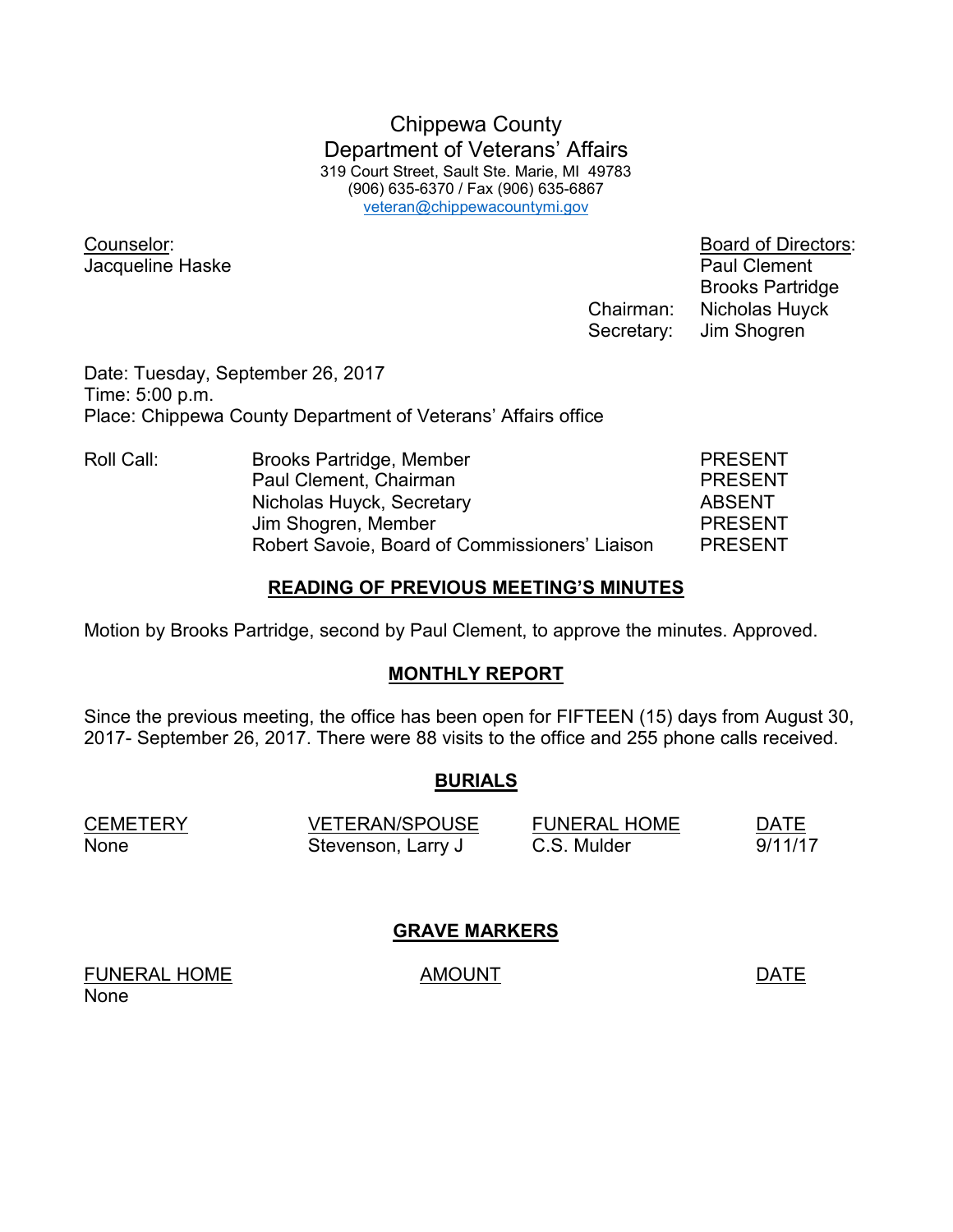# Chippewa County
## Department of Veterans' Affairs

319 Court Street, Sault Ste. Marie, MI 49783
(906) 635-6370 / Fax (906) 635-6867
veteran@chippewacountymi.gov

Counselor:
Jacqueline Haske

Board of Directors:
Paul Clement
Brooks Partridge
Chairman: Nicholas Huyck
Secretary: Jim Shogren

Date: Tuesday, September 26, 2017
Time: 5:00 p.m.
Place: Chippewa County Department of Veterans' Affairs office

| Roll Call: | | |
|---|---|---|
| | Brooks Partridge, Member | PRESENT |
| | Paul Clement, Chairman | PRESENT |
| | Nicholas Huyck, Secretary | ABSENT |
| | Jim Shogren, Member | PRESENT |
| | Robert Savoie, Board of Commissioners' Liaison | PRESENT |

## READING OF PREVIOUS MEETING'S MINUTES

Motion by Brooks Partridge, second by Paul Clement, to approve the minutes. Approved.

## MONTHLY REPORT

Since the previous meeting, the office has been open for FIFTEEN (15) days from August 30, 2017- September 26, 2017. There were 88 visits to the office and 255 phone calls received.

## BURIALS

| CEMETERY | VETERAN/SPOUSE | FUNERAL HOME | DATE |
|---|---|---|---|
| None | Stevenson, Larry J | C.S. Mulder | 9/11/17 |

## GRAVE MARKERS

| FUNERAL HOME | AMOUNT | DATE |
|---|---|---|
| None | | |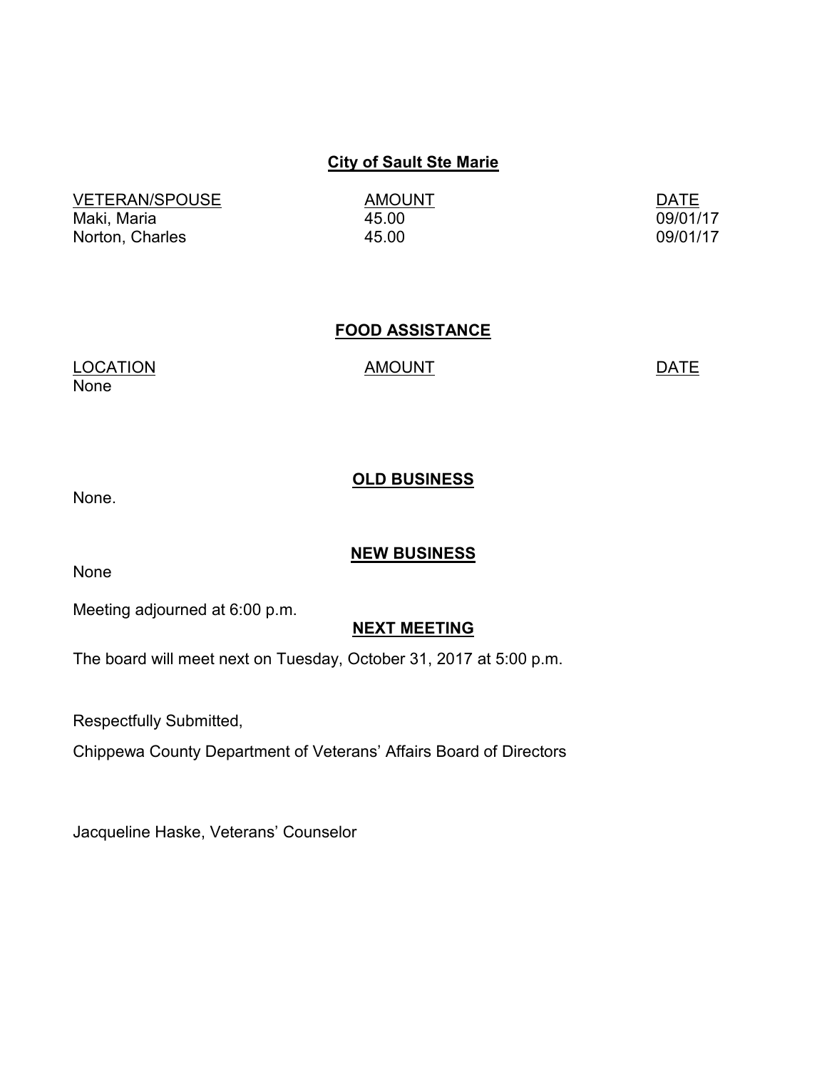## City of Sault Ste Marie

| VETERAN/SPOUSE | AMOUNT | DATE |
| --- | --- | --- |
| Maki, Maria | 45.00 | 09/01/17 |
| Norton, Charles | 45.00 | 09/01/17 |

## FOOD ASSISTANCE

| LOCATION | AMOUNT | DATE |
| --- | --- | --- |
| None | | |

## OLD BUSINESS

None.

## NEW BUSINESS

None

Meeting adjourned at 6:00 p.m.

## NEXT MEETING

The board will meet next on Tuesday, October 31, 2017 at 5:00 p.m.

Respectfully Submitted,

Chippewa County Department of Veterans' Affairs Board of Directors

Jacqueline Haske, Veterans' Counselor